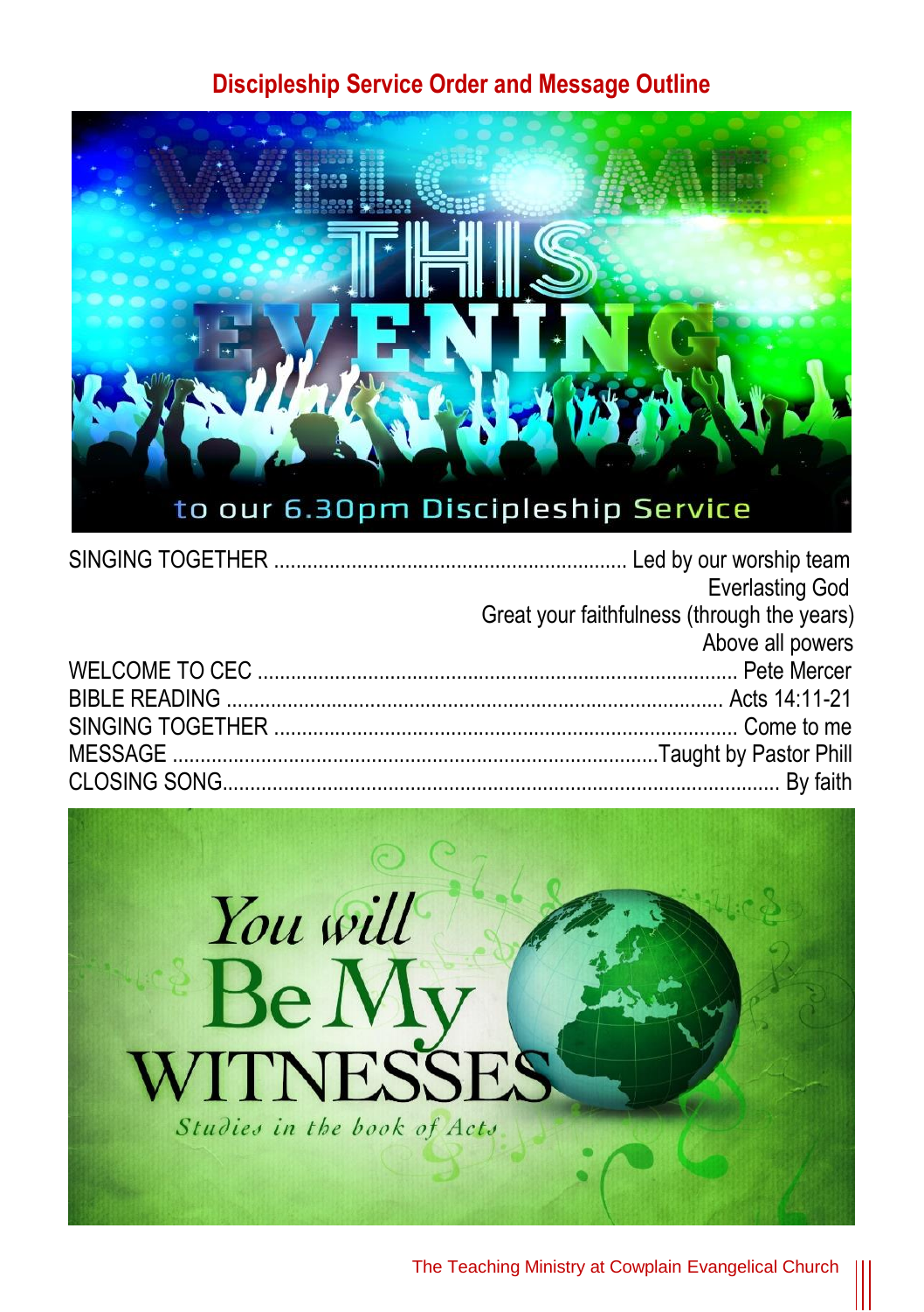## Discipleship Service Order and Message Outline

WELCOME THIS EVENING

to our 6.30pm Discipleship Service

SINGING TOGETHER ............................................................... Led by our worship team
Everlasting God
Great your faithfulness (through the years)
Above all powers

WELCOME TO CEC ..................................................................................... Pete Mercer

BIBLE READING ......................................................................................... Acts 14:11-21

SINGING TOGETHER .................................................................................. Come to me

MESSAGE .......................................................................................Taught by Pastor Phill

CLOSING SONG......................................................................................................... By faith

You will Be My WITNESSES

*Studies in the book of Acts*

The Teaching Ministry at Cowplain Evangelical Church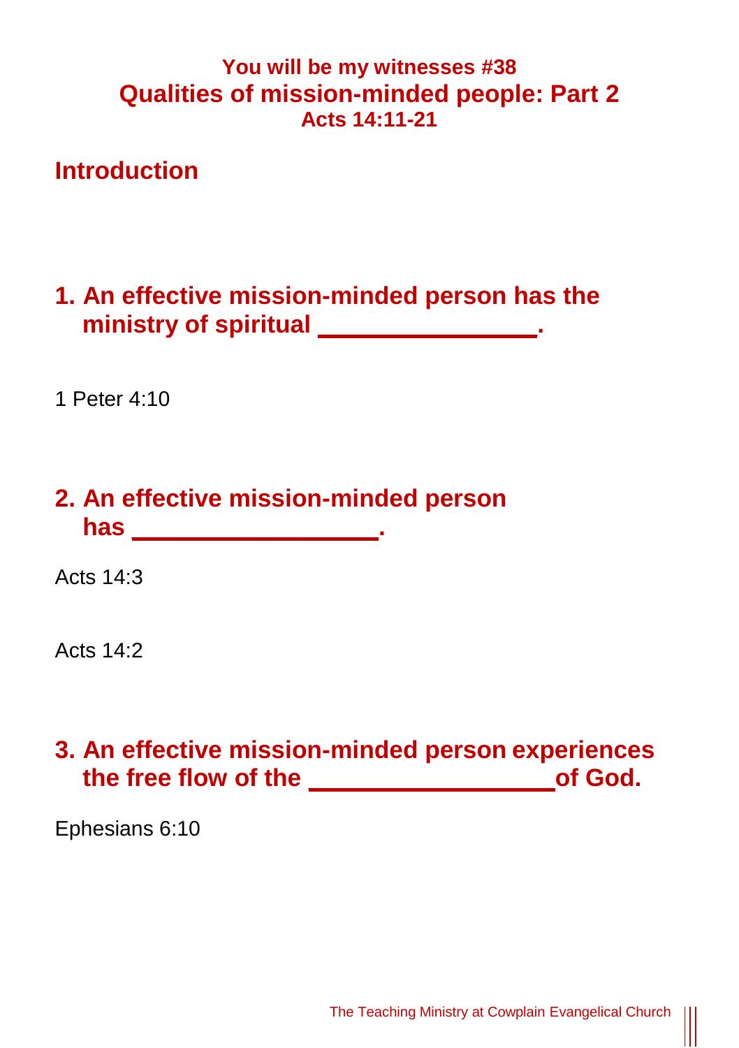**You will be my witnesses #38**

# Qualities of mission-minded people: Part 2

**Acts 14:11-21**

## Introduction

## 1. An effective mission-minded person has the ministry of spiritual _______________.

1 Peter 4:10

## 2. An effective mission-minded person has _________________.

Acts 14:3

Acts 14:2

## 3. An effective mission-minded person experiences the free flow of the _________________ of God.

Ephesians 6:10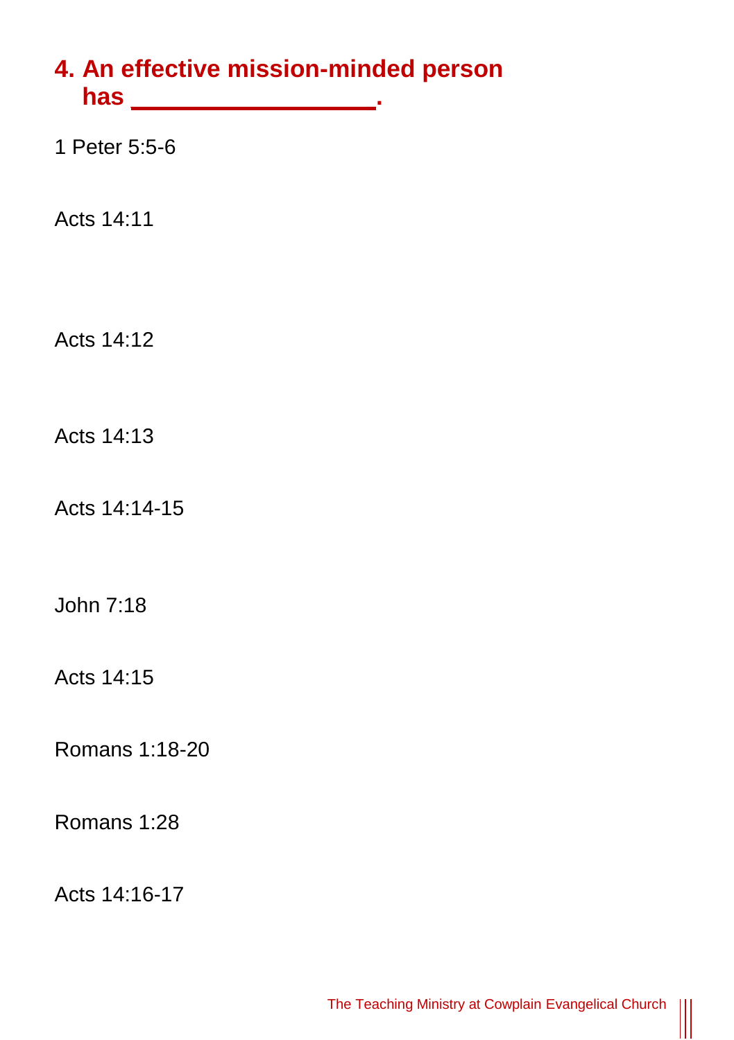## 4. An effective mission-minded person has __________________.

1 Peter 5:5-6

Acts 14:11

Acts 14:12

Acts 14:13

Acts 14:14-15

John 7:18

Acts 14:15

Romans 1:18-20

Romans 1:28

Acts 14:16-17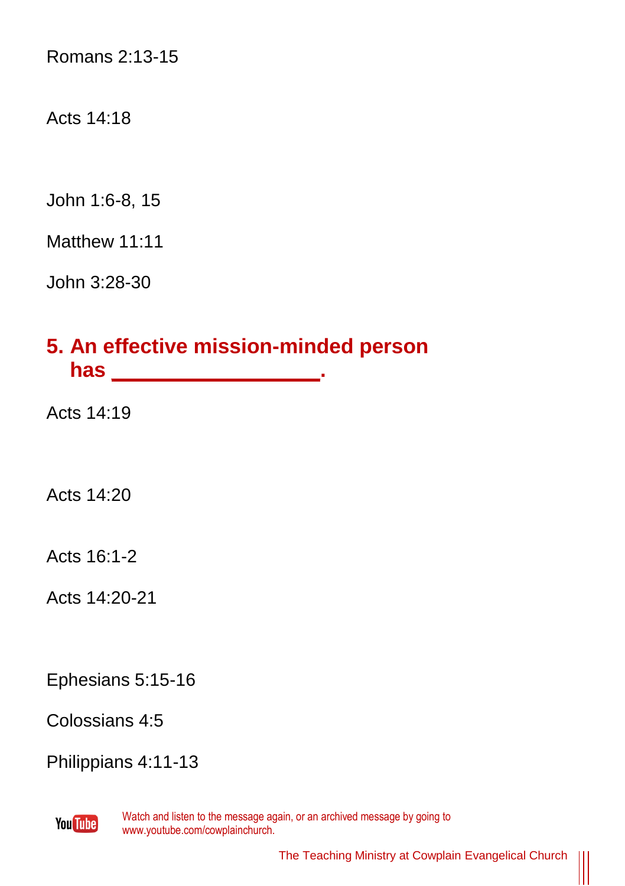Romans 2:13-15

Acts 14:18

John 1:6-8, 15

Matthew 11:11

John 3:28-30

## 5. An effective mission-minded person has _________________.

Acts 14:19

Acts 14:20

Acts 16:1-2

Acts 14:20-21

Ephesians 5:15-16

Colossians 4:5

Philippians 4:11-13

Watch and listen to the message again, or an archived message by going to www.youtube.com/cowplainchurch.

The Teaching Ministry at Cowplain Evangelical Church